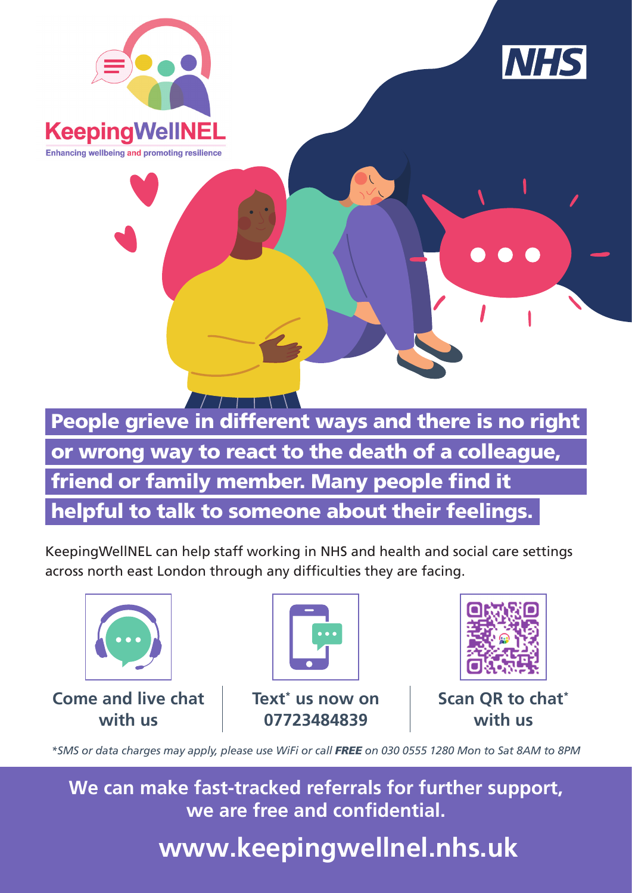KeepingWellNEL

Enhancing wellbeing and promoting resilience

NHS

## People grieve in different ways and there is no right or wrong way to react to the death of a colleague, friend or family member. Many people find it helpful to talk to someone about their feelings.

KeepingWellNEL can help staff working in NHS and health and social care settings across north east London through any difficulties they are facing.

**Come and live chat with us**

**Text* us now on 07723484839**

**Scan QR to chat* with us**

*\*SMS or data charges may apply, please use WiFi or call* ***FREE*** *on 030 0555 1280 Mon to Sat 8AM to 8PM*

**We can make fast-tracked referrals for further support, we are free and confidential.**

**www.keepingwellnel.nhs.uk**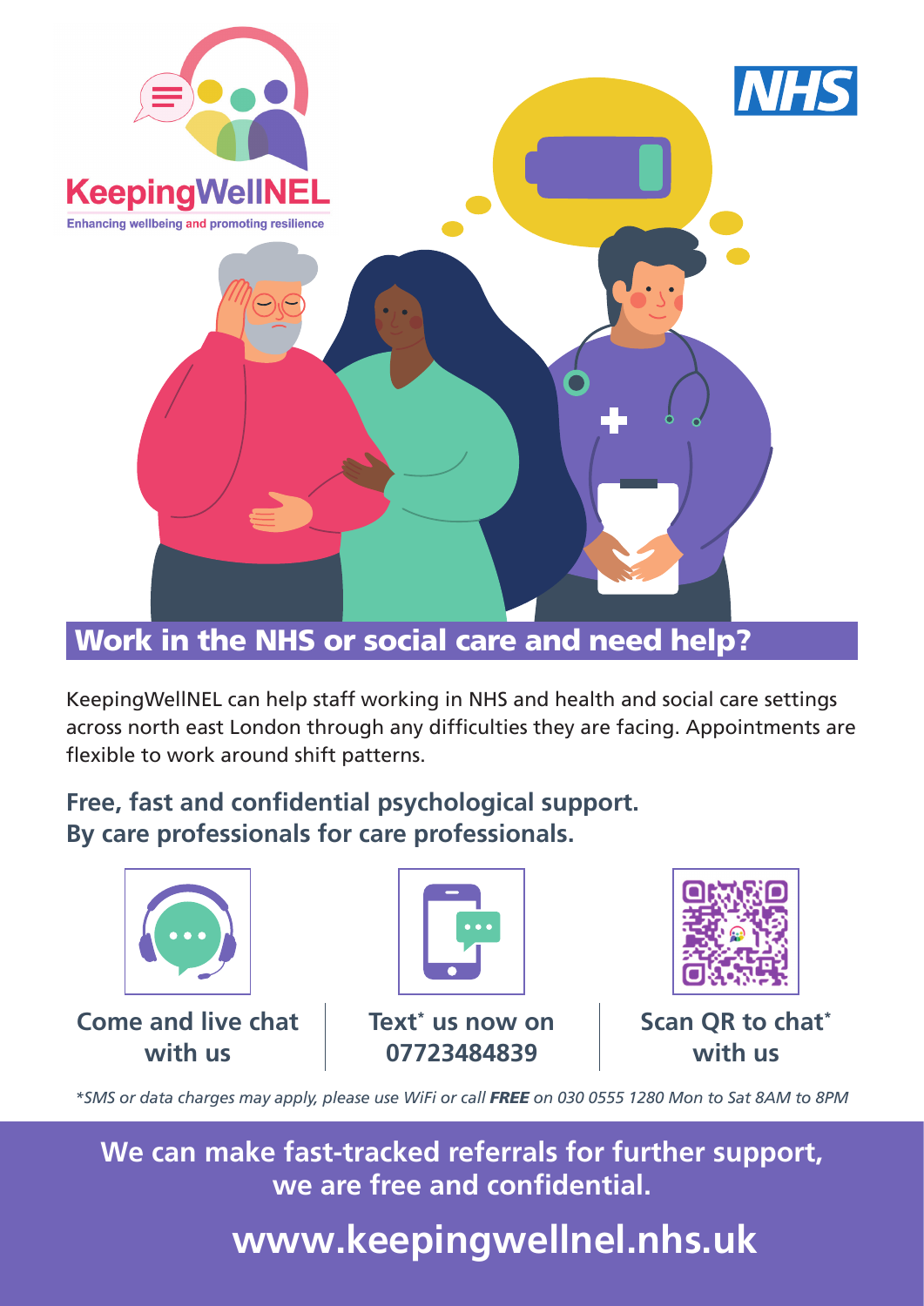KeepingWellNEL

Enhancing wellbeing and promoting resilience

NHS

## Work in the NHS or social care and need help?

KeepingWellNEL can help staff working in NHS and health and social care settings across north east London through any difficulties they are facing. Appointments are flexible to work around shift patterns.

**Free, fast and confidential psychological support.**
**By care professionals for care professionals.**

**Come and live chat with us**

**Text* us now on 07723484839**

**Scan QR to chat* with us**

**SMS or data charges may apply, please use WiFi or call **FREE** on 030 0555 1280 Mon to Sat 8AM to 8PM*

**We can make fast-tracked referrals for further support, we are free and confidential.**

**www.keepingwellnel.nhs.uk**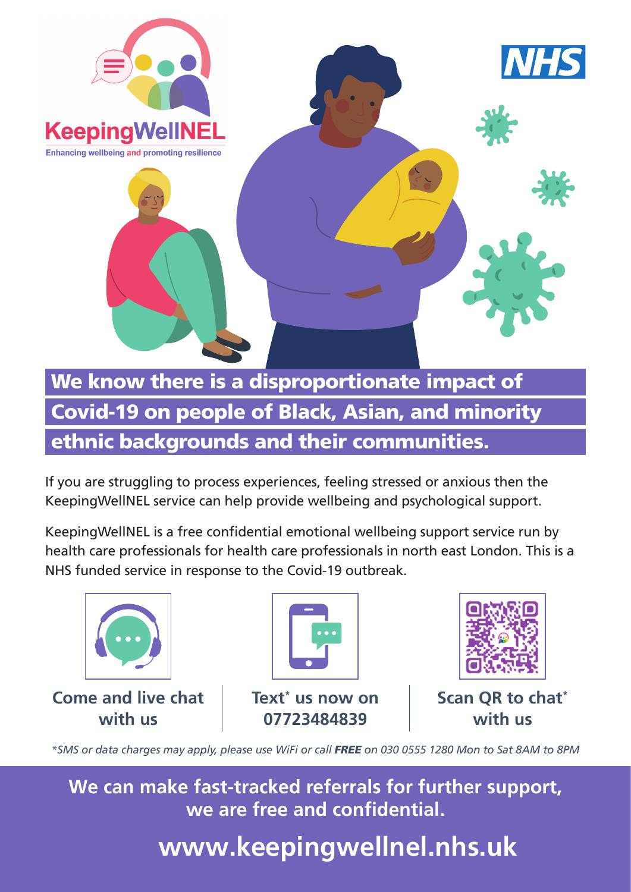KeepingWellNEL

Enhancing wellbeing and promoting resilience

NHS

# We know there is a disproportionate impact of Covid-19 on people of Black, Asian, and minority ethnic backgrounds and their communities.

If you are struggling to process experiences, feeling stressed or anxious then the KeepingWellNEL service can help provide wellbeing and psychological support.

KeepingWellNEL is a free confidential emotional wellbeing support service run by health care professionals for health care professionals in north east London. This is a NHS funded service in response to the Covid-19 outbreak.

**Come and live chat with us**

**Text* us now on 07723484839**

**Scan QR to chat* with us**

*\*SMS or data charges may apply, please use WiFi or call **FREE** on 030 0555 1280 Mon to Sat 8AM to 8PM*

**We can make fast-tracked referrals for further support, we are free and confidential.**

**www.keepingwellnel.nhs.uk**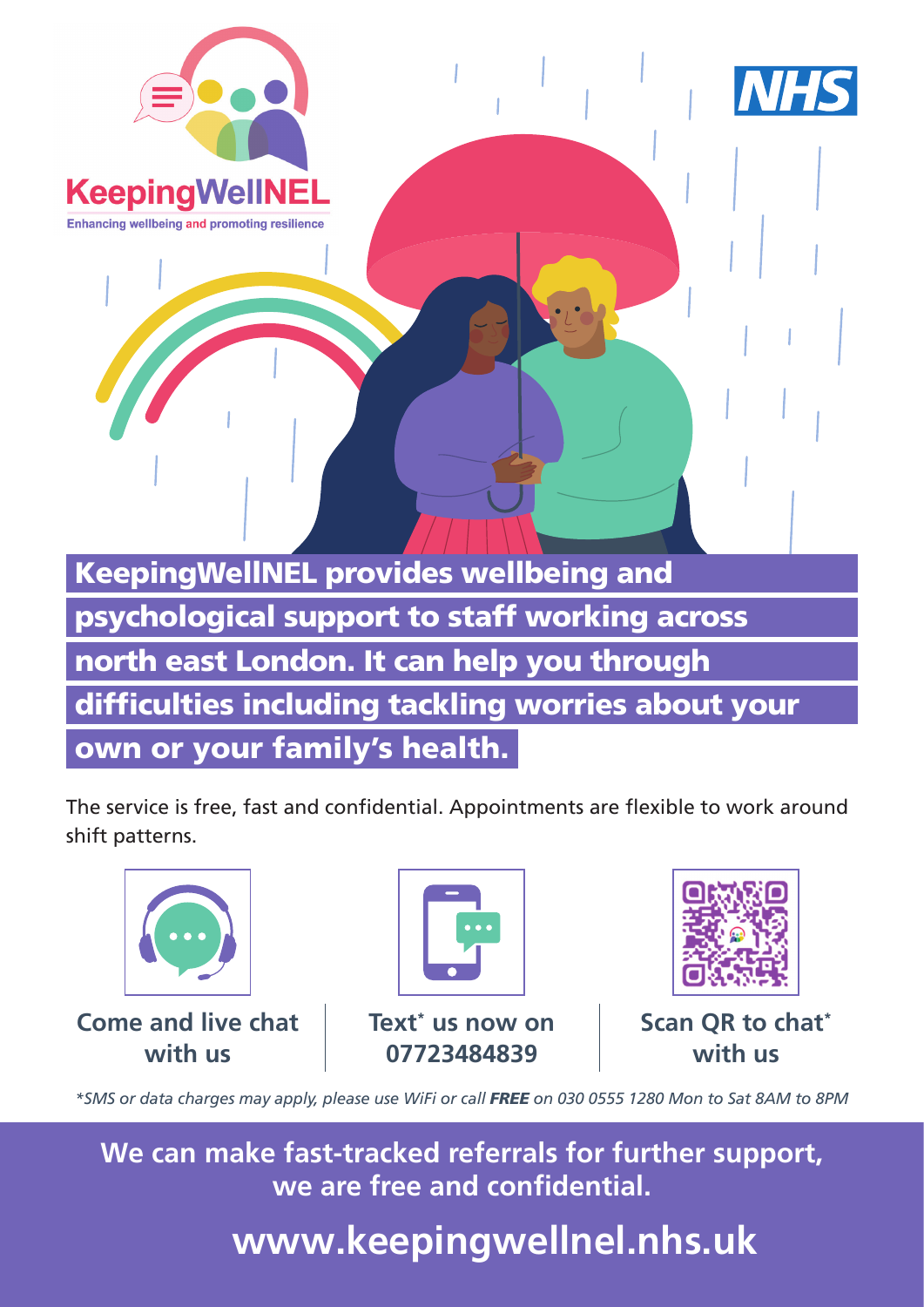KeepingWellNEL

Enhancing wellbeing and promoting resilience

NHS

## KeepingWellNEL provides wellbeing and psychological support to staff working across north east London. It can help you through difficulties including tackling worries about your own or your family's health.

The service is free, fast and confidential. Appointments are flexible to work around shift patterns.

**Come and live chat with us**

**Text* us now on 07723484839**

**Scan QR to chat* with us**

*\*SMS or data charges may apply, please use WiFi or call **FREE** on 030 0555 1280 Mon to Sat 8AM to 8PM*

**We can make fast-tracked referrals for further support, we are free and confidential.**

**www.keepingwellnel.nhs.uk**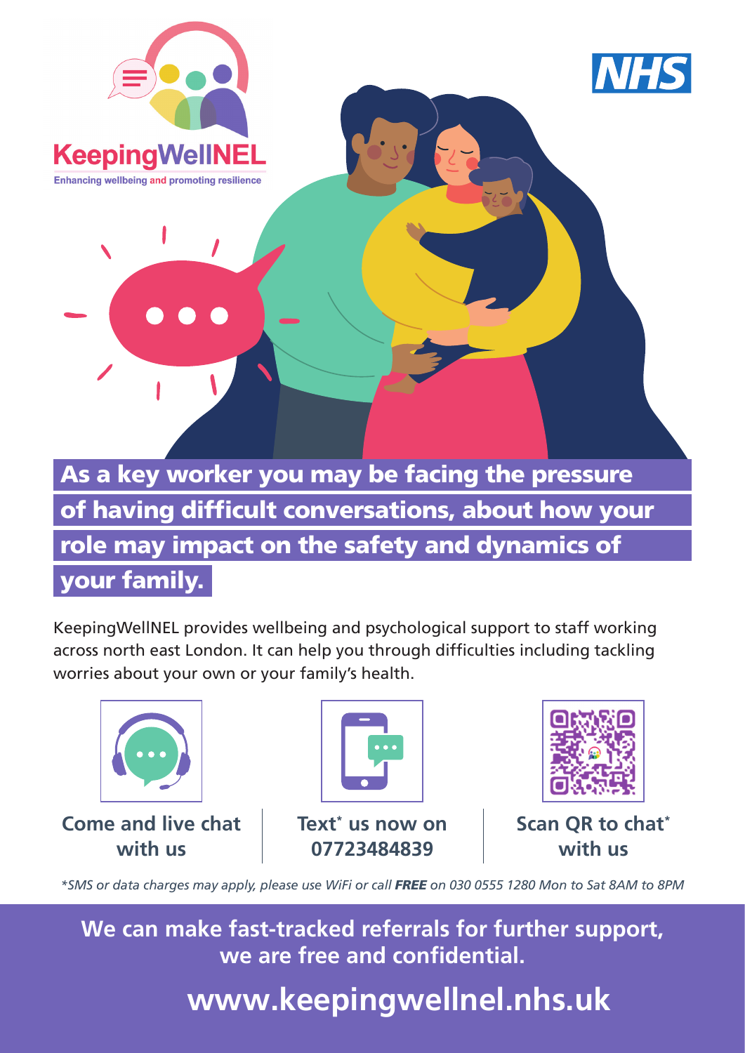KeepingWellNEL

Enhancing wellbeing and promoting resilience

NHS

## As a key worker you may be facing the pressure of having difficult conversations, about how your role may impact on the safety and dynamics of your family.

KeepingWellNEL provides wellbeing and psychological support to staff working across north east London. It can help you through difficulties including tackling worries about your own or your family's health.

**Come and live chat with us**

**Text* us now on 07723484839**

**Scan QR to chat* with us**

*\*SMS or data charges may apply, please use WiFi or call **FREE** on 030 0555 1280 Mon to Sat 8AM to 8PM*

**We can make fast-tracked referrals for further support, we are free and confidential.**

**www.keepingwellnel.nhs.uk**